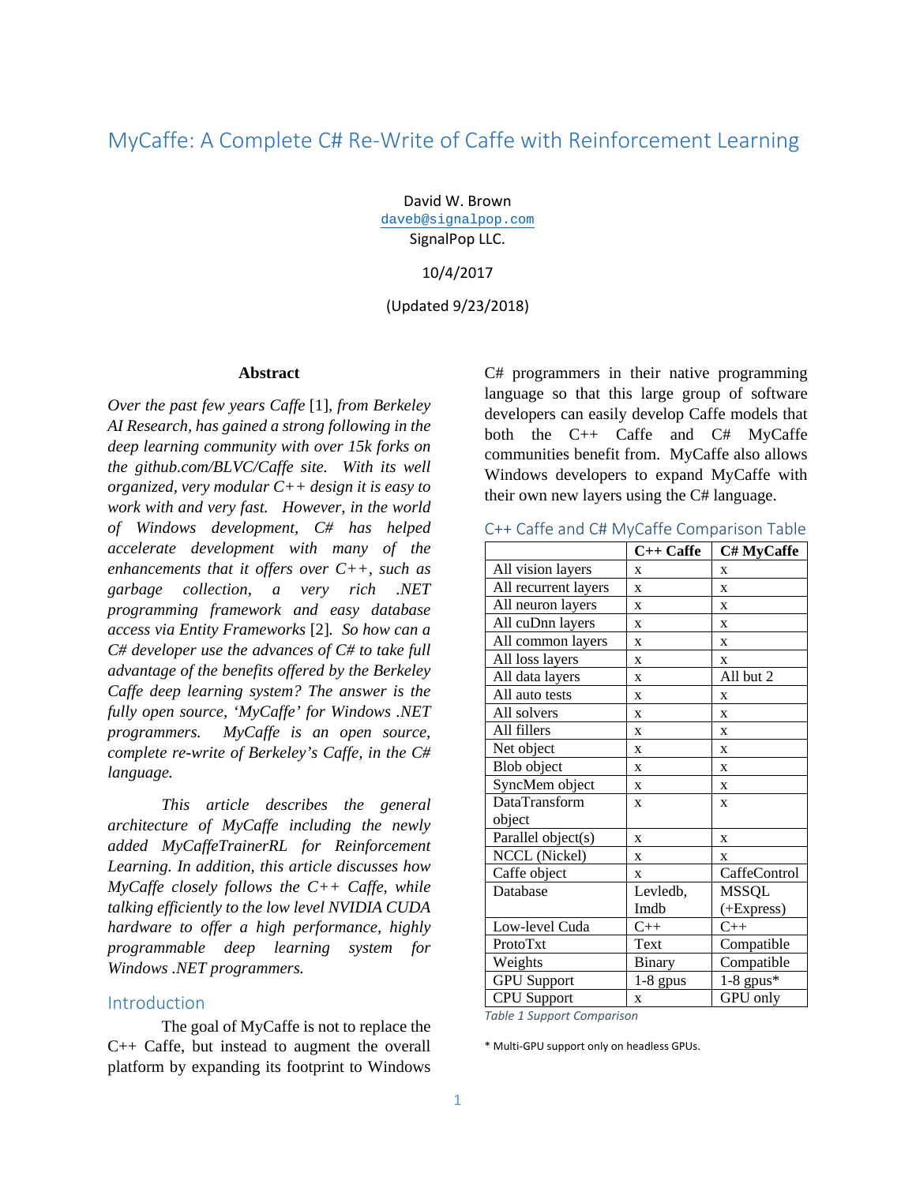# MyCaffe: A Complete C# Re-Write of Caffe with Reinforcement Learning

David W. Brown
daveb@signalpop.com
SignalPop LLC.

10/4/2017

(Updated 9/23/2018)

## Abstract

*Over the past few years Caffe* [1]*, from Berkeley AI Research, has gained a strong following in the deep learning community with over 15k forks on the github.com/BLVC/Caffe site. With its well organized, very modular C++ design it is easy to work with and very fast. However, in the world of Windows development, C# has helped accelerate development with many of the enhancements that it offers over C++, such as garbage collection, a very rich .NET programming framework and easy database access via Entity Frameworks* [2]*. So how can a C# developer use the advances of C# to take full advantage of the benefits offered by the Berkeley Caffe deep learning system? The answer is the fully open source, 'MyCaffe' for Windows .NET programmers. MyCaffe is an open source, complete re-write of Berkeley's Caffe, in the C# language.*

*This article describes the general architecture of MyCaffe including the newly added MyCaffeTrainerRL for Reinforcement Learning. In addition, this article discusses how MyCaffe closely follows the C++ Caffe, while talking efficiently to the low level NVIDIA CUDA hardware to offer a high performance, highly programmable deep learning system for Windows .NET programmers.*

## Introduction

The goal of MyCaffe is not to replace the C++ Caffe, but instead to augment the overall platform by expanding its footprint to Windows C# programmers in their native programming language so that this large group of software developers can easily develop Caffe models that both the C++ Caffe and C# MyCaffe communities benefit from. MyCaffe also allows Windows developers to expand MyCaffe with their own new layers using the C# language.

### C++ Caffe and C# MyCaffe Comparison Table

| | C++ Caffe | C# MyCaffe |
|---|---|---|
| All vision layers | x | x |
| All recurrent layers | x | x |
| All neuron layers | x | x |
| All cuDnn layers | x | x |
| All common layers | x | x |
| All loss layers | x | x |
| All data layers | x | All but 2 |
| All auto tests | x | x |
| All solvers | x | x |
| All fillers | x | x |
| Net object | x | x |
| Blob object | x | x |
| SyncMem object | x | x |
| DataTransform object | x | x |
| Parallel object(s) | x | x |
| NCCL (Nickel) | x | x |
| Caffe object | x | CaffeControl |
| Database | Levledb, Imdb | MSSQL (+Express) |
| Low-level Cuda | C++ | C++ |
| ProtoTxt | Text | Compatible |
| Weights | Binary | Compatible |
| GPU Support | 1-8 gpus | 1-8 gpus* |
| CPU Support | x | GPU only |

*Table 1 Support Comparison*

\* Multi-GPU support only on headless GPUs.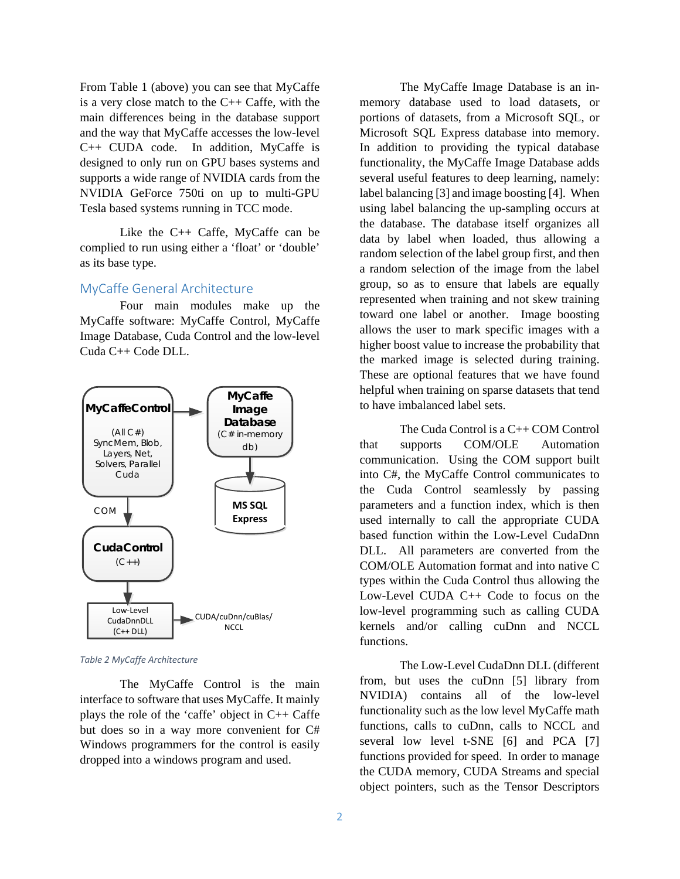From Table 1 (above) you can see that MyCaffe is a very close match to the C++ Caffe, with the main differences being in the database support and the way that MyCaffe accesses the low-level C++ CUDA code. In addition, MyCaffe is designed to only run on GPU bases systems and supports a wide range of NVIDIA cards from the NVIDIA GeForce 750ti on up to multi-GPU Tesla based systems running in TCC mode.

Like the C++ Caffe, MyCaffe can be complied to run using either a 'float' or 'double' as its base type.

## MyCaffe General Architecture

Four main modules make up the MyCaffe software: MyCaffe Control, MyCaffe Image Database, Cuda Control and the low-level Cuda C++ Code DLL.

MyCaffeControl (All C#) SyncMem, Blob, Layers, Net, Solvers, Parallel Cuda → MyCaffe Image Database (C# in-memory db) → MS SQL Express

MyCaffeControl → COM → CudaControl (C++) → Low-Level CudaDnnDLL (C++ DLL) → CUDA/cuDnn/cuBlas/NCCL

*Table 2 MyCaffe Architecture*

The MyCaffe Control is the main interface to software that uses MyCaffe. It mainly plays the role of the 'caffe' object in C++ Caffe but does so in a way more convenient for C# Windows programmers for the control is easily dropped into a windows program and used.

The MyCaffe Image Database is an in-memory database used to load datasets, or portions of datasets, from a Microsoft SQL, or Microsoft SQL Express database into memory. In addition to providing the typical database functionality, the MyCaffe Image Database adds several useful features to deep learning, namely: label balancing [3] and image boosting [4]. When using label balancing the up-sampling occurs at the database. The database itself organizes all data by label when loaded, thus allowing a random selection of the label group first, and then a random selection of the image from the label group, so as to ensure that labels are equally represented when training and not skew training toward one label or another. Image boosting allows the user to mark specific images with a higher boost value to increase the probability that the marked image is selected during training. These are optional features that we have found helpful when training on sparse datasets that tend to have imbalanced label sets.

The Cuda Control is a C++ COM Control that supports COM/OLE Automation communication. Using the COM support built into C#, the MyCaffe Control communicates to the Cuda Control seamlessly by passing parameters and a function index, which is then used internally to call the appropriate CUDA based function within the Low-Level CudaDnn DLL. All parameters are converted from the COM/OLE Automation format and into native C types within the Cuda Control thus allowing the Low-Level CUDA C++ Code to focus on the low-level programming such as calling CUDA kernels and/or calling cuDnn and NCCL functions.

The Low-Level CudaDnn DLL (different from, but uses the cuDnn [5] library from NVIDIA) contains all of the low-level functionality such as the low level MyCaffe math functions, calls to cuDnn, calls to NCCL and several low level t-SNE [6] and PCA [7] functions provided for speed. In order to manage the CUDA memory, CUDA Streams and special object pointers, such as the Tensor Descriptors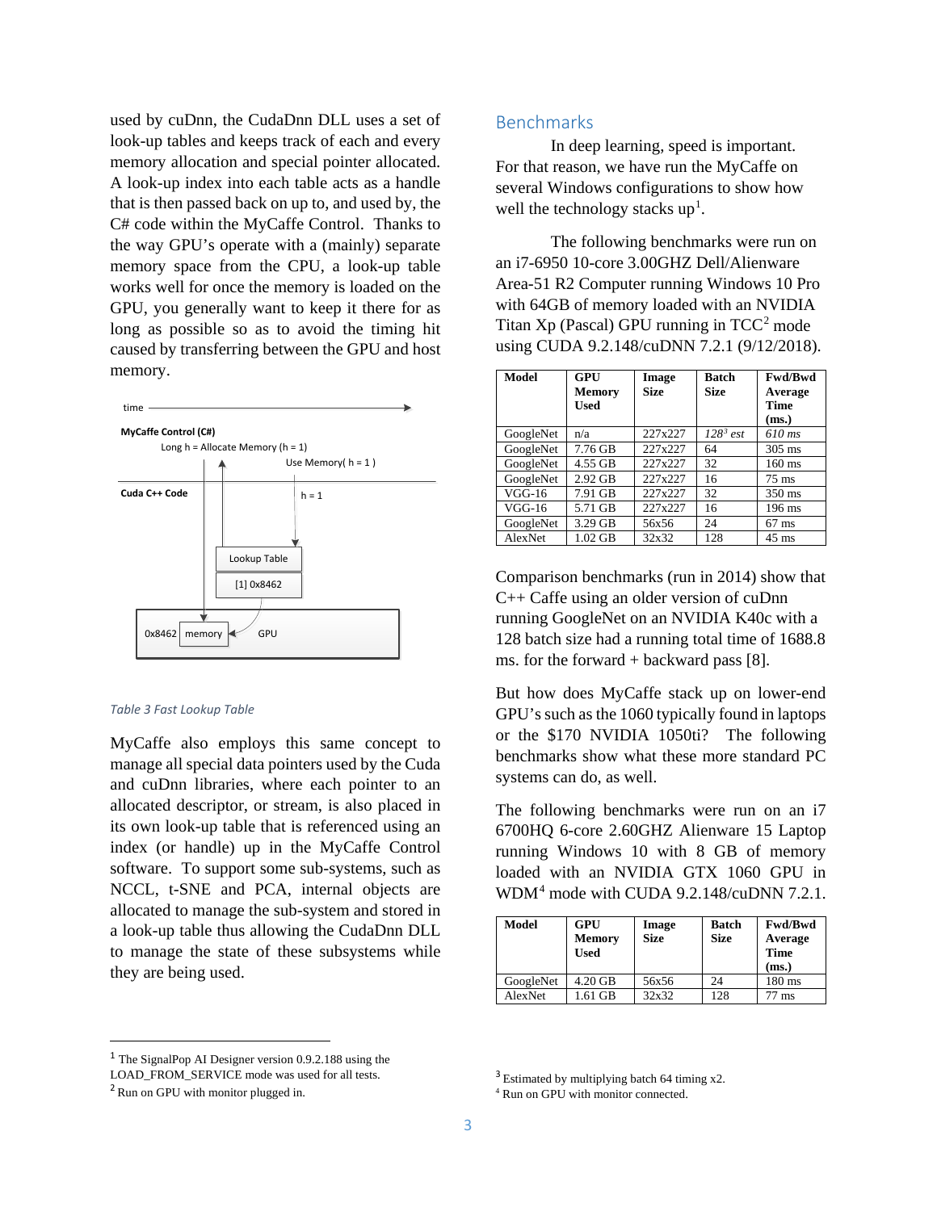used by cuDnn, the CudaDnn DLL uses a set of look-up tables and keeps track of each and every memory allocation and special pointer allocated. A look-up index into each table acts as a handle that is then passed back on up to, and used by, the C# code within the MyCaffe Control. Thanks to the way GPU's operate with a (mainly) separate memory space from the CPU, a look-up table works well for once the memory is loaded on the GPU, you generally want to keep it there for as long as possible so as to avoid the timing hit caused by transferring between the GPU and host memory.

time →

MyCaffe Control (C#)

Long h = Allocate Memory (h = 1)

Use Memory( h = 1 )

Cuda C++ Code

h = 1

Lookup Table

[1] 0x8462

0x8462 memory GPU

*Table 3 Fast Lookup Table*

MyCaffe also employs this same concept to manage all special data pointers used by the Cuda and cuDnn libraries, where each pointer to an allocated descriptor, or stream, is also placed in its own look-up table that is referenced using an index (or handle) up in the MyCaffe Control software. To support some sub-systems, such as NCCL, t-SNE and PCA, internal objects are allocated to manage the sub-system and stored in a look-up table thus allowing the CudaDnn DLL to manage the state of these subsystems while they are being used.

## Benchmarks

In deep learning, speed is important. For that reason, we have run the MyCaffe on several Windows configurations to show how well the technology stacks up[1].

The following benchmarks were run on an i7-6950 10-core 3.00GHZ Dell/Alienware Area-51 R2 Computer running Windows 10 Pro with 64GB of memory loaded with an NVIDIA Titan Xp (Pascal) GPU running in TCC[2] mode using CUDA 9.2.148/cuDNN 7.2.1 (9/12/2018).

| Model | GPU Memory Used | Image Size | Batch Size | Fwd/Bwd Average Time (ms.) |
|---|---|---|---|---|
| GoogleNet | n/a | 227x227 | *128[3] est* | *610 ms* |
| GoogleNet | 7.76 GB | 227x227 | 64 | 305 ms |
| GoogleNet | 4.55 GB | 227x227 | 32 | 160 ms |
| GoogleNet | 2.92 GB | 227x227 | 16 | 75 ms |
| VGG-16 | 7.91 GB | 227x227 | 32 | 350 ms |
| VGG-16 | 5.71 GB | 227x227 | 16 | 196 ms |
| GoogleNet | 3.29 GB | 56x56 | 24 | 67 ms |
| AlexNet | 1.02 GB | 32x32 | 128 | 45 ms |

Comparison benchmarks (run in 2014) show that C++ Caffe using an older version of cuDnn running GoogleNet on an NVIDIA K40c with a 128 batch size had a running total time of 1688.8 ms. for the forward + backward pass [8].

But how does MyCaffe stack up on lower-end GPU's such as the 1060 typically found in laptops or the $170 NVIDIA 1050ti? The following benchmarks show what these more standard PC systems can do, as well.

The following benchmarks were run on an i7 6700HQ 6-core 2.60GHZ Alienware 15 Laptop running Windows 10 with 8 GB of memory loaded with an NVIDIA GTX 1060 GPU in WDM[4] mode with CUDA 9.2.148/cuDNN 7.2.1.

| Model | GPU Memory Used | Image Size | Batch Size | Fwd/Bwd Average Time (ms.) |
|---|---|---|---|---|
| GoogleNet | 4.20 GB | 56x56 | 24 | 180 ms |
| AlexNet | 1.61 GB | 32x32 | 128 | 77 ms |

[1] The SignalPop AI Designer version 0.9.2.188 using the LOAD_FROM_SERVICE mode was used for all tests.

[2] Run on GPU with monitor plugged in.

[3] Estimated by multiplying batch 64 timing x2.

[4] Run on GPU with monitor connected.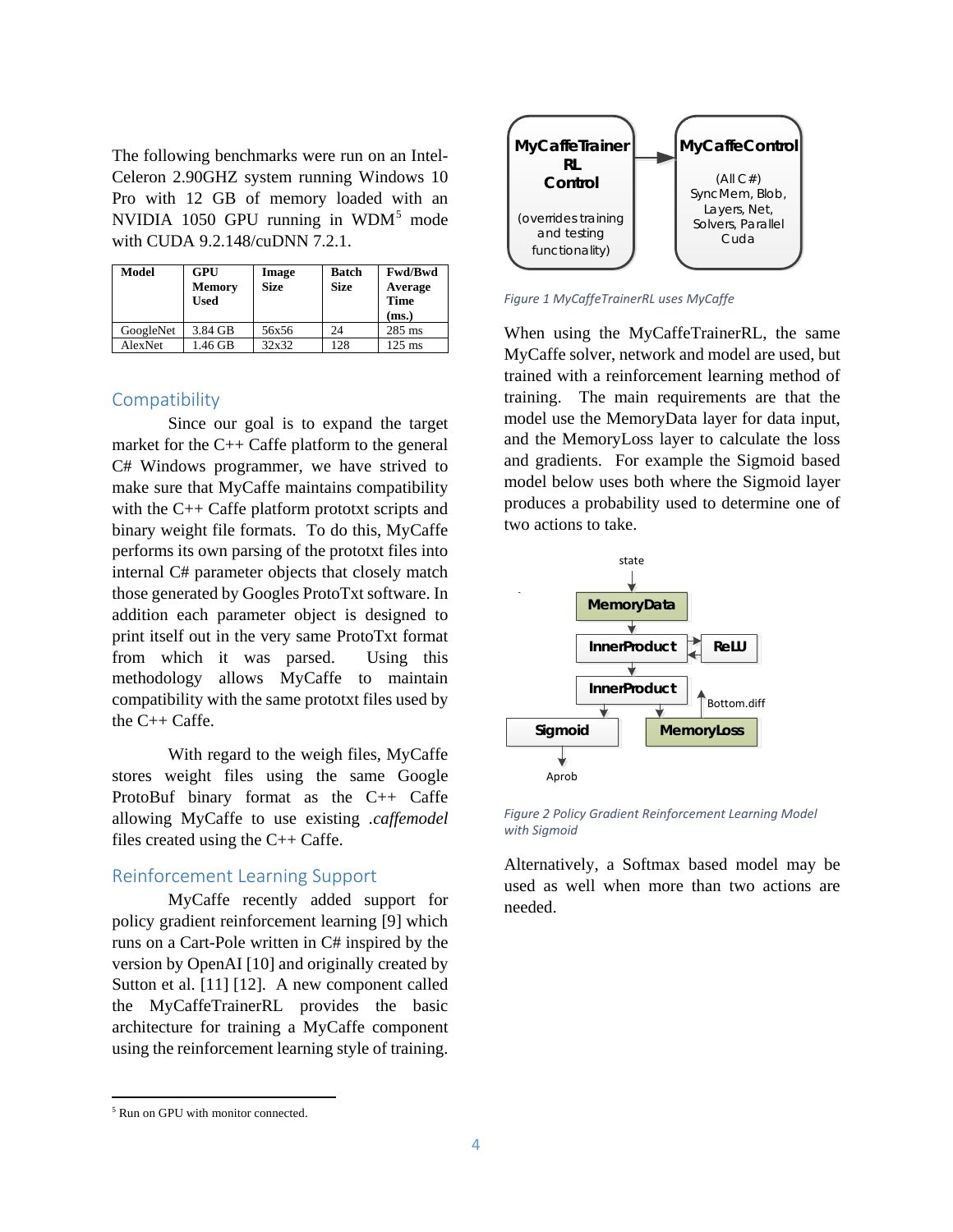The following benchmarks were run on an Intel-Celeron 2.90GHZ system running Windows 10 Pro with 12 GB of memory loaded with an NVIDIA 1050 GPU running in WDM[5] mode with CUDA 9.2.148/cuDNN 7.2.1.

| Model | GPU Memory Used | Image Size | Batch Size | Fwd/Bwd Average Time (ms.) |
|---|---|---|---|---|
| GoogleNet | 3.84 GB | 56x56 | 24 | 285 ms |
| AlexNet | 1.46 GB | 32x32 | 128 | 125 ms |

## Compatibility

Since our goal is to expand the target market for the C++ Caffe platform to the general C# Windows programmer, we have strived to make sure that MyCaffe maintains compatibility with the C++ Caffe platform prototxt scripts and binary weight file formats. To do this, MyCaffe performs its own parsing of the prototxt files into internal C# parameter objects that closely match those generated by Googles ProtoTxt software. In addition each parameter object is designed to print itself out in the very same ProtoTxt format from which it was parsed. Using this methodology allows MyCaffe to maintain compatibility with the same prototxt files used by the C++ Caffe.

With regard to the weigh files, MyCaffe stores weight files using the same Google ProtoBuf binary format as the C++ Caffe allowing MyCaffe to use existing *.caffemodel* files created using the C++ Caffe.

## Reinforcement Learning Support

MyCaffe recently added support for policy gradient reinforcement learning [9] which runs on a Cart-Pole written in C# inspired by the version by OpenAI [10] and originally created by Sutton et al. [11] [12]. A new component called the MyCaffeTrainerRL provides the basic architecture for training a MyCaffe component using the reinforcement learning style of training.

Figure 1 MyCaffeTrainerRL uses MyCaffe

When using the MyCaffeTrainerRL, the same MyCaffe solver, network and model are used, but trained with a reinforcement learning method of training. The main requirements are that the model use the MemoryData layer for data input, and the MemoryLoss layer to calculate the loss and gradients. For example the Sigmoid based model below uses both where the Sigmoid layer produces a probability used to determine one of two actions to take.

Figure 2 Policy Gradient Reinforcement Learning Model with Sigmoid

Alternatively, a Softmax based model may be used as well when more than two actions are needed.

[5] Run on GPU with monitor connected.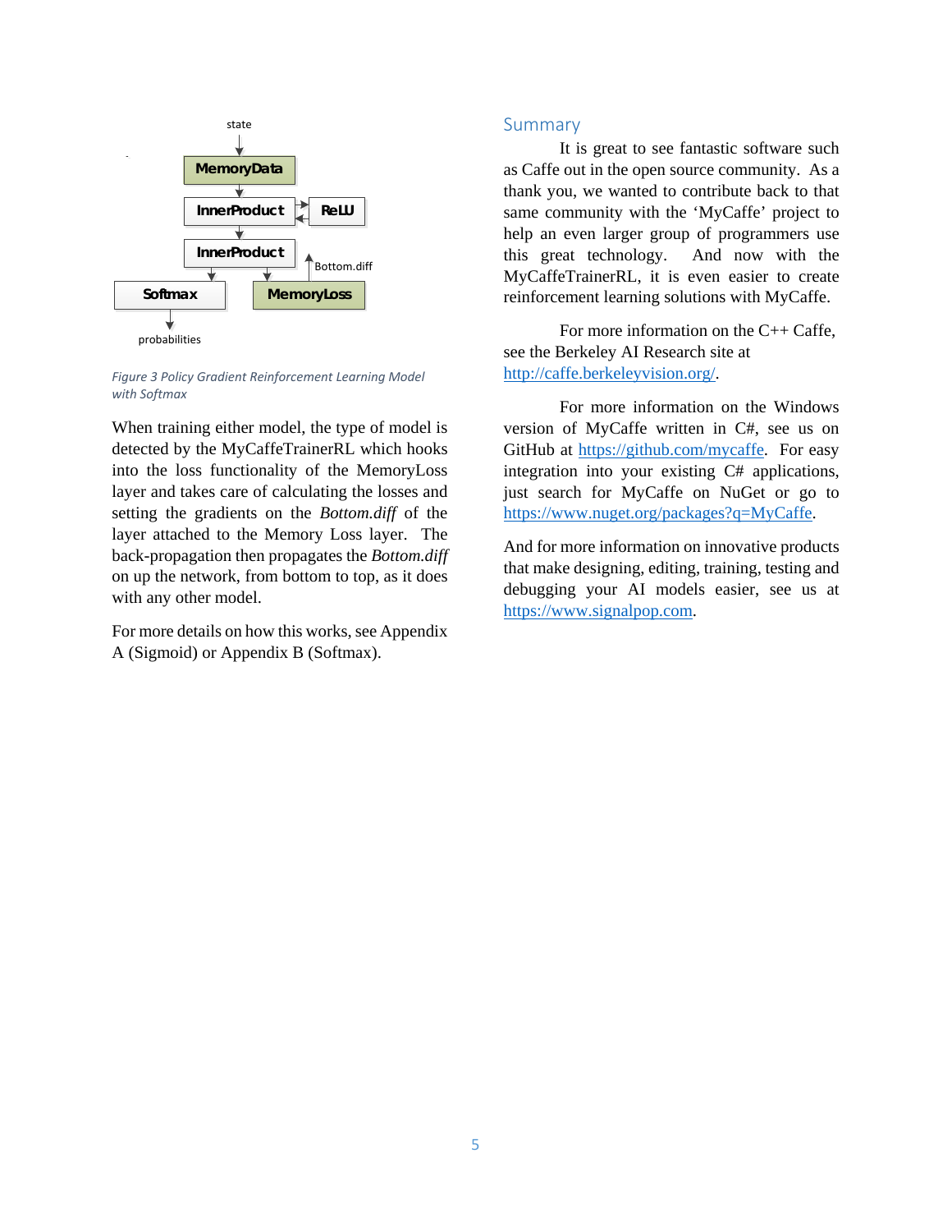Figure 3 Policy Gradient Reinforcement Learning Model with Softmax

When training either model, the type of model is detected by the MyCaffeTrainerRL which hooks into the loss functionality of the MemoryLoss layer and takes care of calculating the losses and setting the gradients on the *Bottom.diff* of the layer attached to the Memory Loss layer. The back-propagation then propagates the *Bottom.diff* on up the network, from bottom to top, as it does with any other model.

For more details on how this works, see Appendix A (Sigmoid) or Appendix B (Softmax).

## Summary

It is great to see fantastic software such as Caffe out in the open source community. As a thank you, we wanted to contribute back to that same community with the 'MyCaffe' project to help an even larger group of programmers use this great technology. And now with the MyCaffeTrainerRL, it is even easier to create reinforcement learning solutions with MyCaffe.

For more information on the C++ Caffe, see the Berkeley AI Research site at [http://caffe.berkeleyvision.org/](http://caffe.berkeleyvision.org/).

For more information on the Windows version of MyCaffe written in C#, see us on GitHub at [https://github.com/mycaffe](https://github.com/mycaffe). For easy integration into your existing C# applications, just search for MyCaffe on NuGet or go to [https://www.nuget.org/packages?q=MyCaffe](https://www.nuget.org/packages?q=MyCaffe).

And for more information on innovative products that make designing, editing, training, testing and debugging your AI models easier, see us at [https://www.signalpop.com](https://www.signalpop.com).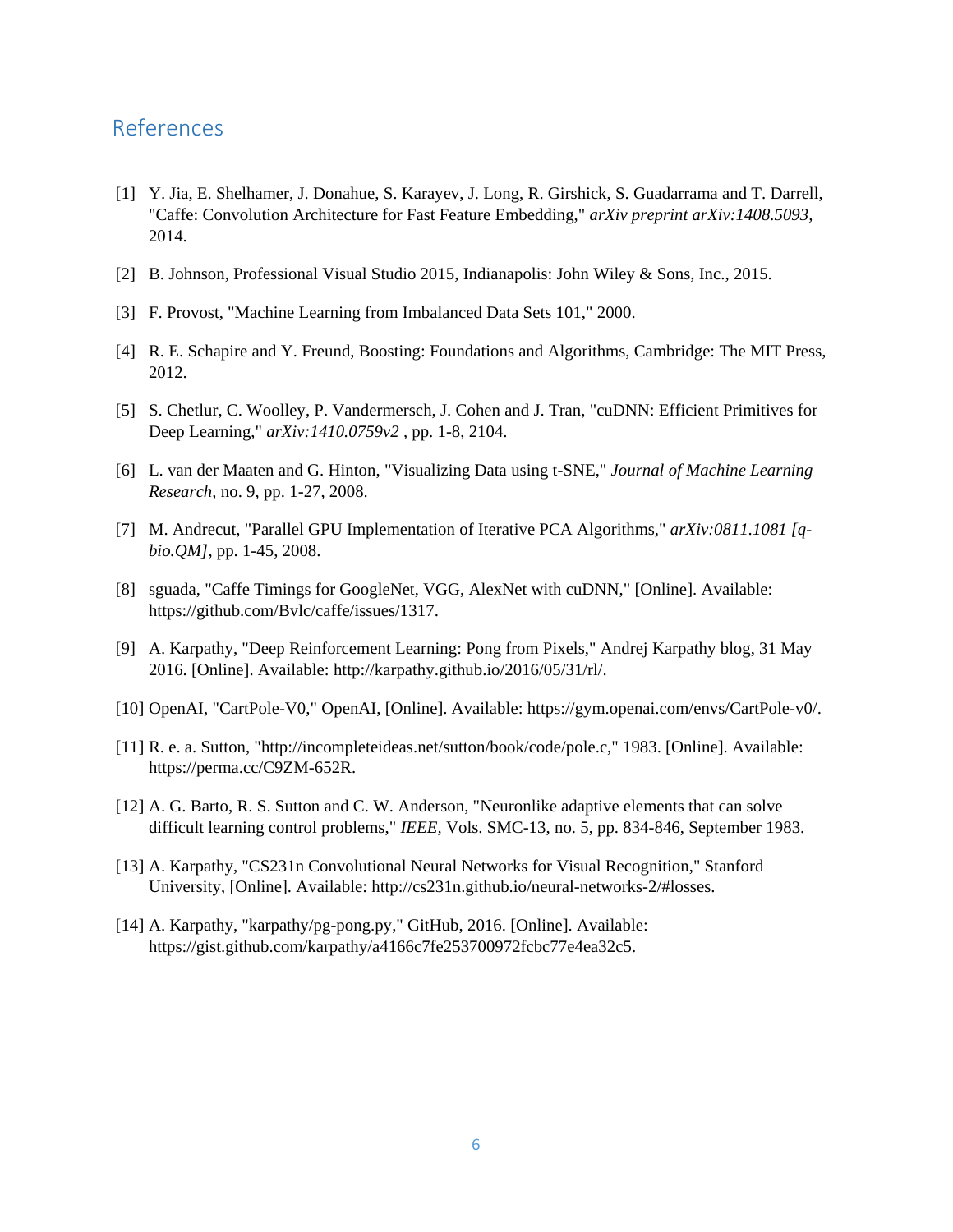## References

[1] Y. Jia, E. Shelhamer, J. Donahue, S. Karayev, J. Long, R. Girshick, S. Guadarrama and T. Darrell, "Caffe: Convolution Architecture for Fast Feature Embedding," *arXiv preprint arXiv:1408.5093,* 2014.

[2] B. Johnson, Professional Visual Studio 2015, Indianapolis: John Wiley & Sons, Inc., 2015.

[3] F. Provost, "Machine Learning from Imbalanced Data Sets 101," 2000.

[4] R. E. Schapire and Y. Freund, Boosting: Foundations and Algorithms, Cambridge: The MIT Press, 2012.

[5] S. Chetlur, C. Woolley, P. Vandermersch, J. Cohen and J. Tran, "cuDNN: Efficient Primitives for Deep Learning," *arXiv:1410.0759v2* , pp. 1-8, 2104.

[6] L. van der Maaten and G. Hinton, "Visualizing Data using t-SNE," *Journal of Machine Learning Research,* no. 9, pp. 1-27, 2008.

[7] M. Andrecut, "Parallel GPU Implementation of Iterative PCA Algorithms," *arXiv:0811.1081 [q-bio.QM]*, pp. 1-45, 2008.

[8] sguada, "Caffe Timings for GoogleNet, VGG, AlexNet with cuDNN," [Online]. Available: https://github.com/Bvlc/caffe/issues/1317.

[9] A. Karpathy, "Deep Reinforcement Learning: Pong from Pixels," Andrej Karpathy blog, 31 May 2016. [Online]. Available: http://karpathy.github.io/2016/05/31/rl/.

[10] OpenAI, "CartPole-V0," OpenAI, [Online]. Available: https://gym.openai.com/envs/CartPole-v0/.

[11] R. e. a. Sutton, "http://incompleteideas.net/sutton/book/code/pole.c," 1983. [Online]. Available: https://perma.cc/C9ZM-652R.

[12] A. G. Barto, R. S. Sutton and C. W. Anderson, "Neuronlike adaptive elements that can solve difficult learning control problems," *IEEE,* Vols. SMC-13, no. 5, pp. 834-846, September 1983.

[13] A. Karpathy, "CS231n Convolutional Neural Networks for Visual Recognition," Stanford University, [Online]. Available: http://cs231n.github.io/neural-networks-2/#losses.

[14] A. Karpathy, "karpathy/pg-pong.py," GitHub, 2016. [Online]. Available: https://gist.github.com/karpathy/a4166c7fe253700972fcbc77e4ea32c5.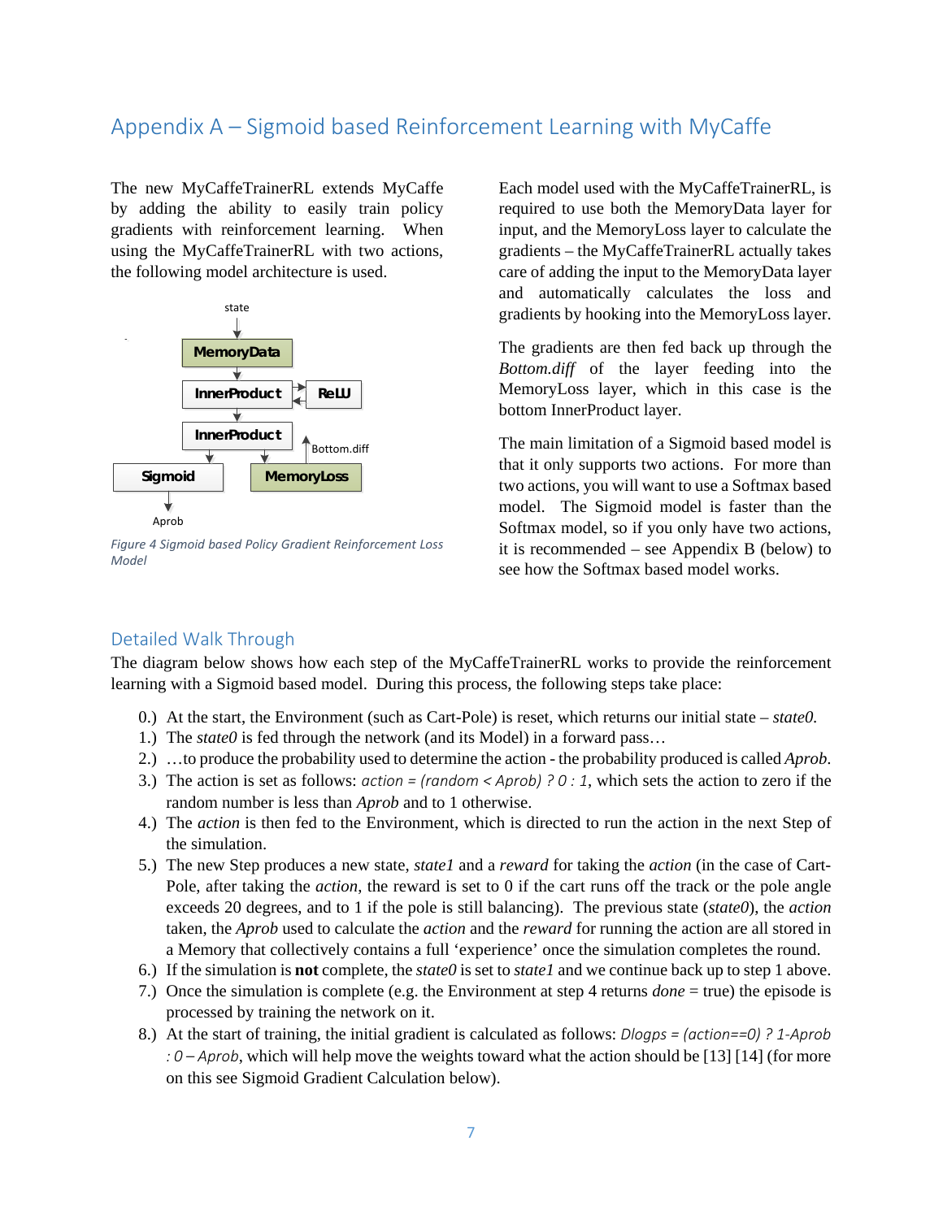# Appendix A – Sigmoid based Reinforcement Learning with MyCaffe

The new MyCaffeTrainerRL extends MyCaffe by adding the ability to easily train policy gradients with reinforcement learning. When using the MyCaffeTrainerRL with two actions, the following model architecture is used.

*Figure 4 Sigmoid based Policy Gradient Reinforcement Loss Model*

Each model used with the MyCaffeTrainerRL, is required to use both the MemoryData layer for input, and the MemoryLoss layer to calculate the gradients – the MyCaffeTrainerRL actually takes care of adding the input to the MemoryData layer and automatically calculates the loss and gradients by hooking into the MemoryLoss layer.

The gradients are then fed back up through the *Bottom.diff* of the layer feeding into the MemoryLoss layer, which in this case is the bottom InnerProduct layer.

The main limitation of a Sigmoid based model is that it only supports two actions. For more than two actions, you will want to use a Softmax based model. The Sigmoid model is faster than the Softmax model, so if you only have two actions, it is recommended – see Appendix B (below) to see how the Softmax based model works.

## Detailed Walk Through

The diagram below shows how each step of the MyCaffeTrainerRL works to provide the reinforcement learning with a Sigmoid based model. During this process, the following steps take place:

0.) At the start, the Environment (such as Cart-Pole) is reset, which returns our initial state – *state0.*
1.) The *state0* is fed through the network (and its Model) in a forward pass…
2.) …to produce the probability used to determine the action - the probability produced is called *Aprob*.
3.) The action is set as follows: *action = (random < Aprob) ? 0 : 1*, which sets the action to zero if the random number is less than *Aprob* and to 1 otherwise.
4.) The *action* is then fed to the Environment, which is directed to run the action in the next Step of the simulation.
5.) The new Step produces a new state, *state1* and a *reward* for taking the *action* (in the case of Cart-Pole, after taking the *action*, the reward is set to 0 if the cart runs off the track or the pole angle exceeds 20 degrees, and to 1 if the pole is still balancing). The previous state (*state0*), the *action* taken, the *Aprob* used to calculate the *action* and the *reward* for running the action are all stored in a Memory that collectively contains a full 'experience' once the simulation completes the round.
6.) If the simulation is **not** complete, the *state0* is set to *state1* and we continue back up to step 1 above.
7.) Once the simulation is complete (e.g. the Environment at step 4 returns *done* = true) the episode is processed by training the network on it.
8.) At the start of training, the initial gradient is calculated as follows: *Dlogps = (action==0) ? 1-Aprob : 0 – Aprob*, which will help move the weights toward what the action should be [13] [14] (for more on this see Sigmoid Gradient Calculation below).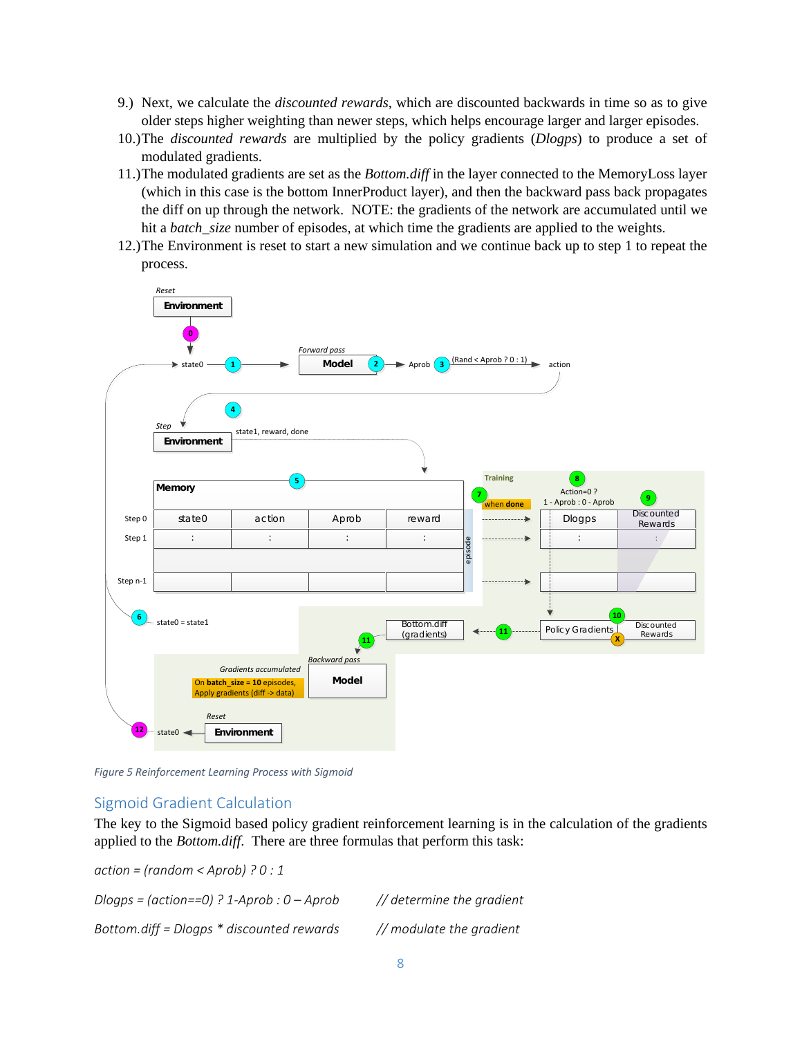9.) Next, we calculate the *discounted rewards*, which are discounted backwards in time so as to give older steps higher weighting than newer steps, which helps encourage larger and larger episodes.

10.) The *discounted rewards* are multiplied by the policy gradients (*Dlogps*) to produce a set of modulated gradients.

11.) The modulated gradients are set as the *Bottom.diff* in the layer connected to the MemoryLoss layer (which in this case is the bottom InnerProduct layer), and then the backward pass back propagates the diff on up through the network. NOTE: the gradients of the network are accumulated until we hit a *batch_size* number of episodes, at which time the gradients are applied to the weights.

12.) The Environment is reset to start a new simulation and we continue back up to step 1 to repeat the process.

*Figure 5 Reinforcement Learning Process with Sigmoid*

## Sigmoid Gradient Calculation

The key to the Sigmoid based policy gradient reinforcement learning is in the calculation of the gradients applied to the *Bottom.diff*. There are three formulas that perform this task:

*action = (random < Aprob) ? 0 : 1*

*Dlogps = (action==0) ? 1-Aprob : 0 – Aprob* &nbsp;&nbsp;&nbsp;&nbsp;&nbsp;&nbsp; *// determine the gradient*

*Bottom.diff = Dlogps \* discounted rewards* &nbsp;&nbsp;&nbsp;&nbsp;&nbsp;&nbsp; *// modulate the gradient*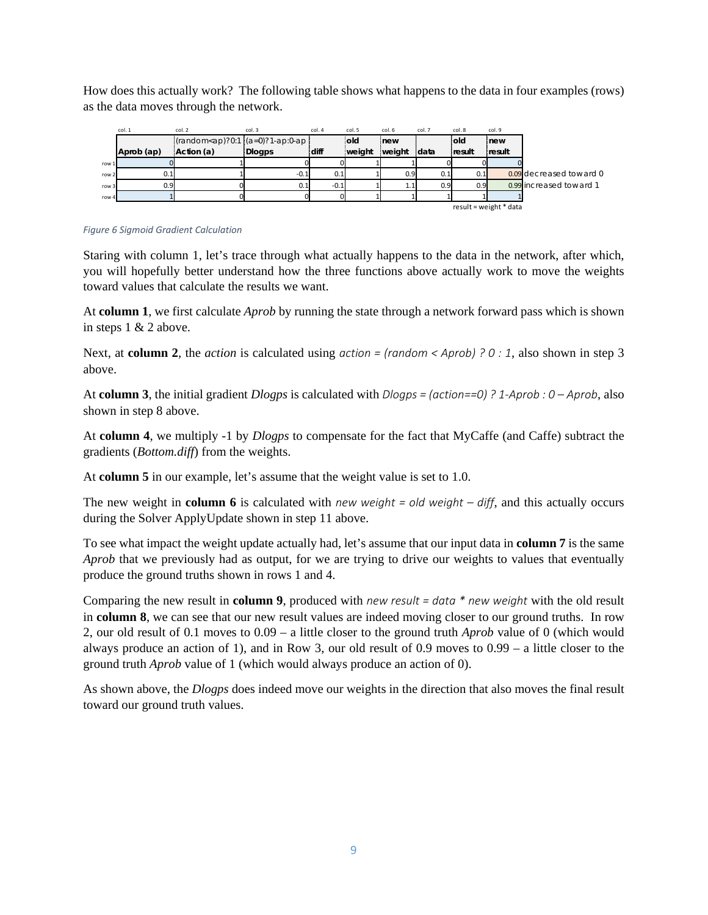How does this actually work? The following table shows what happens to the data in four examples (rows) as the data moves through the network.

| | col. 1 | col. 2 | col. 3 | col. 4 | col. 5 | col. 6 | col. 7 | col. 8 | col. 9 | |
|---|---|---|---|---|---|---|---|---|---|---|
| | | (random<ap)?0:1 | (a=0)?1-ap:0-ap | | old | new | | old | new | |
| | Aprob (ap) | Action (a) | Dlogps | diff | weight | weight | data | result | result | |
| row 1 | 0 | 1 | 0 | 0 | 1 | 1 | 0 | 0 | 0 | |
| row 2 | 0.1 | 1 | -0.1 | 0.1 | 1 | 0.9 | 0.1 | 0.1 | 0.09 | decreased toward 0 |
| row 3 | 0.9 | 0 | 0.1 | -0.1 | 1 | 1.1 | 0.9 | 0.9 | 0.99 | increased toward 1 |
| row 4 | 1 | 0 | 0 | 0 | 1 | 1 | 1 | 1 | 1 | |

result = weight * data

*Figure 6 Sigmoid Gradient Calculation*

Staring with column 1, let's trace through what actually happens to the data in the network, after which, you will hopefully better understand how the three functions above actually work to move the weights toward values that calculate the results we want.

At **column 1**, we first calculate *Aprob* by running the state through a network forward pass which is shown in steps 1 & 2 above.

Next, at **column 2**, the *action* is calculated using *action = (random < Aprob) ? 0 : 1*, also shown in step 3 above.

At **column 3**, the initial gradient *Dlogps* is calculated with *Dlogps = (action==0) ? 1-Aprob : 0 – Aprob*, also shown in step 8 above.

At **column 4**, we multiply -1 by *Dlogps* to compensate for the fact that MyCaffe (and Caffe) subtract the gradients (*Bottom.diff*) from the weights.

At **column 5** in our example, let's assume that the weight value is set to 1.0.

The new weight in **column 6** is calculated with *new weight = old weight – diff*, and this actually occurs during the Solver ApplyUpdate shown in step 11 above.

To see what impact the weight update actually had, let's assume that our input data in **column 7** is the same *Aprob* that we previously had as output, for we are trying to drive our weights to values that eventually produce the ground truths shown in rows 1 and 4.

Comparing the new result in **column 9**, produced with *new result = data * new weight* with the old result in **column 8**, we can see that our new result values are indeed moving closer to our ground truths. In row 2, our old result of 0.1 moves to 0.09 – a little closer to the ground truth *Aprob* value of 0 (which would always produce an action of 1), and in Row 3, our old result of 0.9 moves to 0.99 – a little closer to the ground truth *Aprob* value of 1 (which would always produce an action of 0).

As shown above, the *Dlogps* does indeed move our weights in the direction that also moves the final result toward our ground truth values.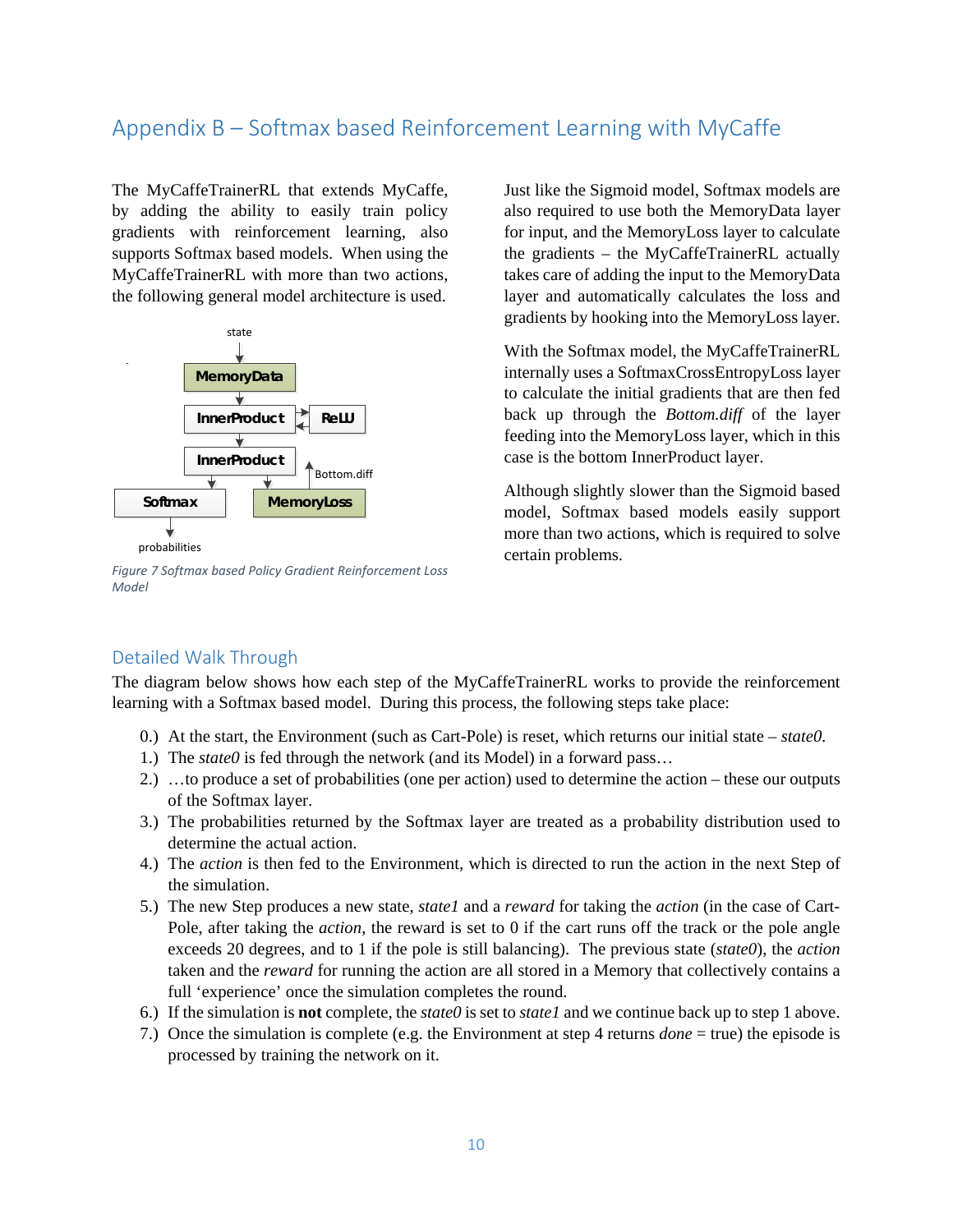# Appendix B – Softmax based Reinforcement Learning with MyCaffe

The MyCaffeTrainerRL that extends MyCaffe, by adding the ability to easily train policy gradients with reinforcement learning, also supports Softmax based models. When using the MyCaffeTrainerRL with more than two actions, the following general model architecture is used.

*Figure 7 Softmax based Policy Gradient Reinforcement Loss Model*

Just like the Sigmoid model, Softmax models are also required to use both the MemoryData layer for input, and the MemoryLoss layer to calculate the gradients – the MyCaffeTrainerRL actually takes care of adding the input to the MemoryData layer and automatically calculates the loss and gradients by hooking into the MemoryLoss layer.

With the Softmax model, the MyCaffeTrainerRL internally uses a SoftmaxCrossEntropyLoss layer to calculate the initial gradients that are then fed back up through the *Bottom.diff* of the layer feeding into the MemoryLoss layer, which in this case is the bottom InnerProduct layer.

Although slightly slower than the Sigmoid based model, Softmax based models easily support more than two actions, which is required to solve certain problems.

## Detailed Walk Through

The diagram below shows how each step of the MyCaffeTrainerRL works to provide the reinforcement learning with a Softmax based model. During this process, the following steps take place:

0.) At the start, the Environment (such as Cart-Pole) is reset, which returns our initial state – *state0.*
1.) The *state0* is fed through the network (and its Model) in a forward pass…
2.) …to produce a set of probabilities (one per action) used to determine the action – these our outputs of the Softmax layer.
3.) The probabilities returned by the Softmax layer are treated as a probability distribution used to determine the actual action.
4.) The *action* is then fed to the Environment, which is directed to run the action in the next Step of the simulation.
5.) The new Step produces a new state, *state1* and a *reward* for taking the *action* (in the case of Cart-Pole, after taking the *action*, the reward is set to 0 if the cart runs off the track or the pole angle exceeds 20 degrees, and to 1 if the pole is still balancing). The previous state (*state0*), the *action* taken and the *reward* for running the action are all stored in a Memory that collectively contains a full 'experience' once the simulation completes the round.
6.) If the simulation is **not** complete, the *state0* is set to *state1* and we continue back up to step 1 above.
7.) Once the simulation is complete (e.g. the Environment at step 4 returns *done* = true) the episode is processed by training the network on it.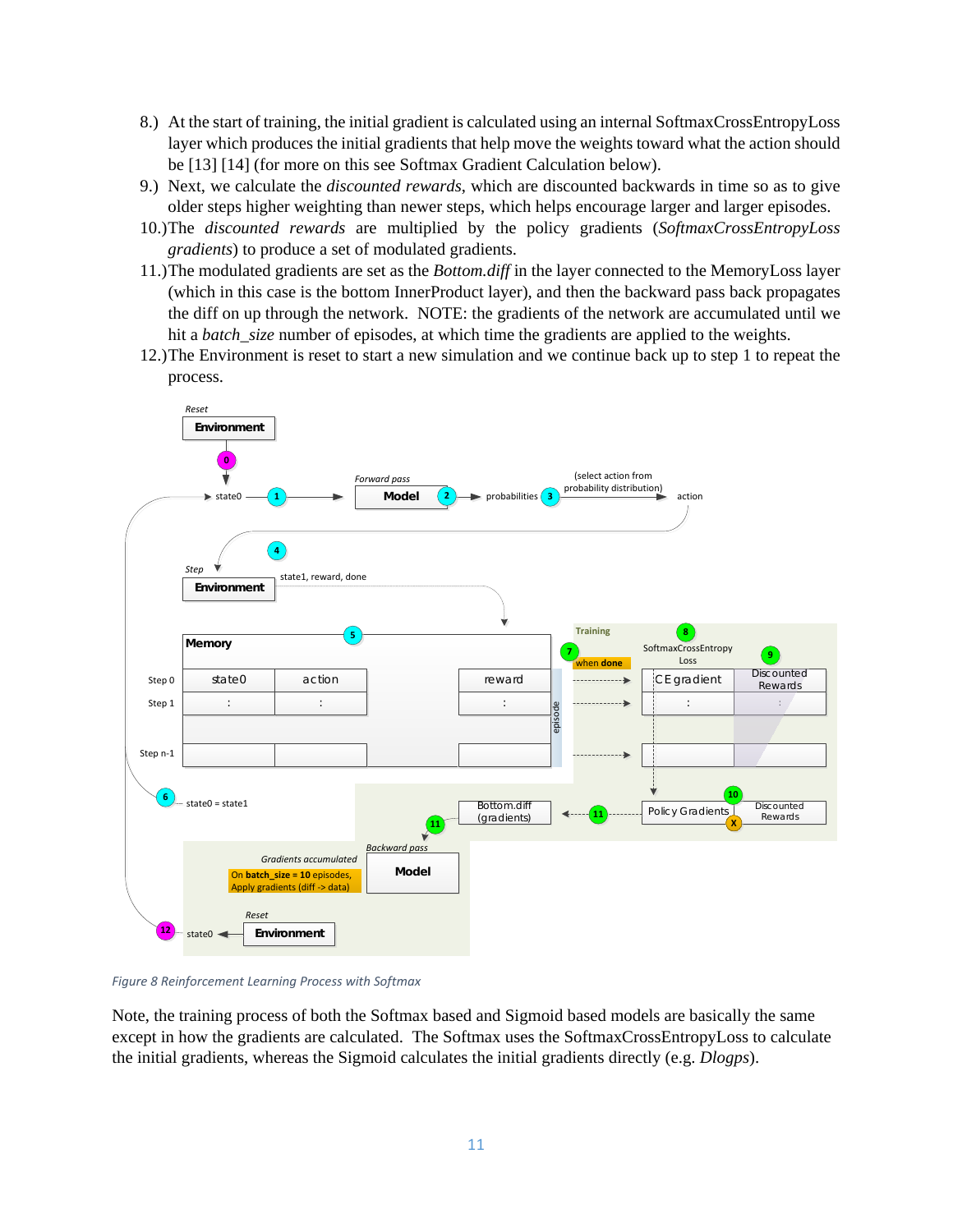8.) At the start of training, the initial gradient is calculated using an internal SoftmaxCrossEntropyLoss layer which produces the initial gradients that help move the weights toward what the action should be [13] [14] (for more on this see Softmax Gradient Calculation below).

9.) Next, we calculate the *discounted rewards*, which are discounted backwards in time so as to give older steps higher weighting than newer steps, which helps encourage larger and larger episodes.

10.) The *discounted rewards* are multiplied by the policy gradients (*SoftmaxCrossEntropyLoss gradients*) to produce a set of modulated gradients.

11.) The modulated gradients are set as the *Bottom.diff* in the layer connected to the MemoryLoss layer (which in this case is the bottom InnerProduct layer), and then the backward pass back propagates the diff on up through the network. NOTE: the gradients of the network are accumulated until we hit a *batch_size* number of episodes, at which time the gradients are applied to the weights.

12.) The Environment is reset to start a new simulation and we continue back up to step 1 to repeat the process.

*Figure 8 Reinforcement Learning Process with Softmax*

Note, the training process of both the Softmax based and Sigmoid based models are basically the same except in how the gradients are calculated. The Softmax uses the SoftmaxCrossEntropyLoss to calculate the initial gradients, whereas the Sigmoid calculates the initial gradients directly (e.g. *Dlogps*).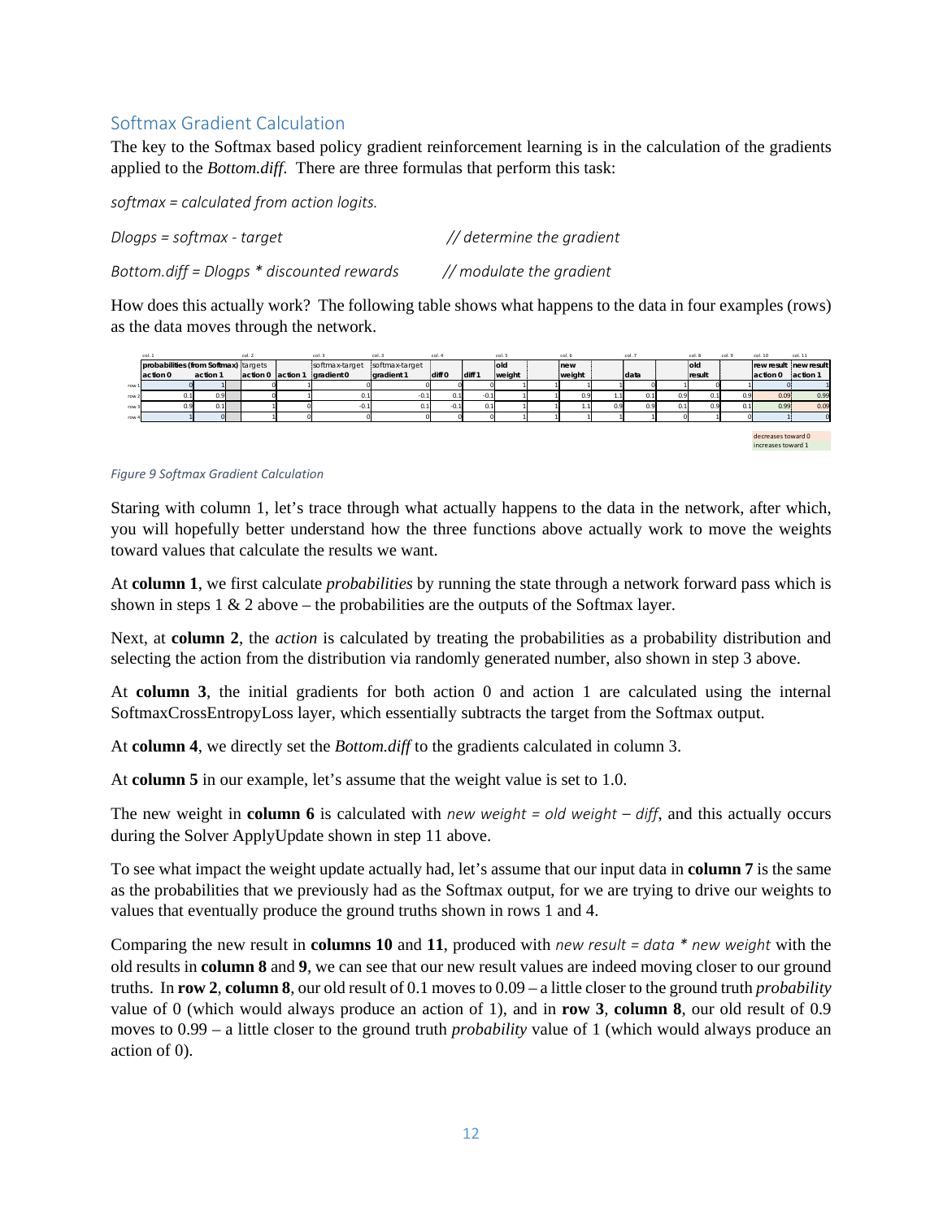## Softmax Gradient Calculation

The key to the Softmax based policy gradient reinforcement learning is in the calculation of the gradients applied to the *Bottom.diff*. There are three formulas that perform this task:

*softmax = calculated from action logits.*

*Dlogps = softmax - target* // *determine the gradient*

*Bottom.diff = Dlogps * discounted rewards* // *modulate the gradient*

How does this actually work? The following table shows what happens to the data in four examples (rows) as the data moves through the network.

| | col. 1 | | col. 2 | | col. 3 | col. 3 | col. 4 | | col. 5 | | col. 6 | | col. 7 | | col. 8 | col. 9 | col. 10 | col. 11 |
|---|---|---|---|---|---|---|---|---|---|---|---|---|---|---|---|---|---|---|
| | probabilities (from Softmax) | | targets | | softmax-target | softmax-target | | | old | | new | | | | old | | new result | new result |
| | action 0 | action 1 | action 0 | action 1 | gradient 0 | gradient 1 | diff 0 | diff 1 | weight | | weight | | data | | result | | action 0 | action 1 |
| row 1 | 0 | 1 | 0 | 1 | 0 | 0 | 0 | 0 | 1 | 1 | 1 | 1 | 0 | 1 | 0 | 1 | 0 | 1 |
| row 2 | 0.1 | 0.9 | 0 | 1 | 0.1 | -0.1 | 0.1 | -0.1 | 1 | 1 | 0.9 | 1.1 | 0.1 | 0.9 | 0.1 | 0.9 | 0.09 | 0.99 |
| row 3 | 0.9 | 0.1 | 1 | 0 | -0.1 | 0.1 | -0.1 | 0.1 | 1 | 1 | 1.1 | 0.9 | 0.9 | 0.1 | 0.9 | 0.1 | 0.99 | 0.09 |
| row 4 | 1 | 0 | 1 | 0 | 0 | 0 | 0 | 0 | 1 | 1 | 1 | 1 | 1 | 0 | 1 | 0 | 1 | 0 |

decreases toward 0

increases toward 1

*Figure 9 Softmax Gradient Calculation*

Staring with column 1, let's trace through what actually happens to the data in the network, after which, you will hopefully better understand how the three functions above actually work to move the weights toward values that calculate the results we want.

At **column 1**, we first calculate *probabilities* by running the state through a network forward pass which is shown in steps 1 & 2 above – the probabilities are the outputs of the Softmax layer.

Next, at **column 2**, the *action* is calculated by treating the probabilities as a probability distribution and selecting the action from the distribution via randomly generated number, also shown in step 3 above.

At **column 3**, the initial gradients for both action 0 and action 1 are calculated using the internal SoftmaxCrossEntropyLoss layer, which essentially subtracts the target from the Softmax output.

At **column 4**, we directly set the *Bottom.diff* to the gradients calculated in column 3.

At **column 5** in our example, let's assume that the weight value is set to 1.0.

The new weight in **column 6** is calculated with *new weight = old weight – diff*, and this actually occurs during the Solver ApplyUpdate shown in step 11 above.

To see what impact the weight update actually had, let's assume that our input data in **column 7** is the same as the probabilities that we previously had as the Softmax output, for we are trying to drive our weights to values that eventually produce the ground truths shown in rows 1 and 4.

Comparing the new result in **columns 10** and **11**, produced with *new result = data * new weight* with the old results in **column 8** and **9**, we can see that our new result values are indeed moving closer to our ground truths. In **row 2**, **column 8**, our old result of 0.1 moves to 0.09 – a little closer to the ground truth *probability* value of 0 (which would always produce an action of 1), and in **row 3**, **column 8**, our old result of 0.9 moves to 0.99 – a little closer to the ground truth *probability* value of 1 (which would always produce an action of 0).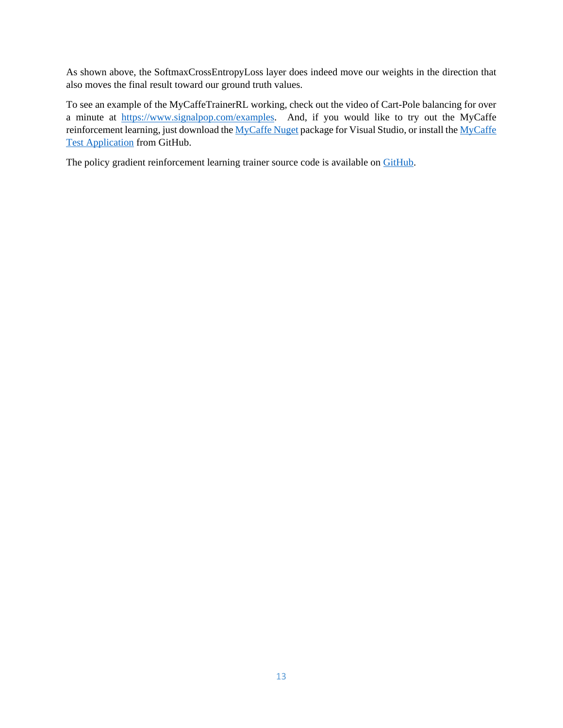As shown above, the SoftmaxCrossEntropyLoss layer does indeed move our weights in the direction that also moves the final result toward our ground truth values.

To see an example of the MyCaffeTrainerRL working, check out the video of Cart-Pole balancing for over a minute at [https://www.signalpop.com/examples](https://www.signalpop.com/examples). And, if you would like to try out the MyCaffe reinforcement learning, just download the MyCaffe Nuget package for Visual Studio, or install the MyCaffe Test Application from GitHub.

The policy gradient reinforcement learning trainer source code is available on GitHub.